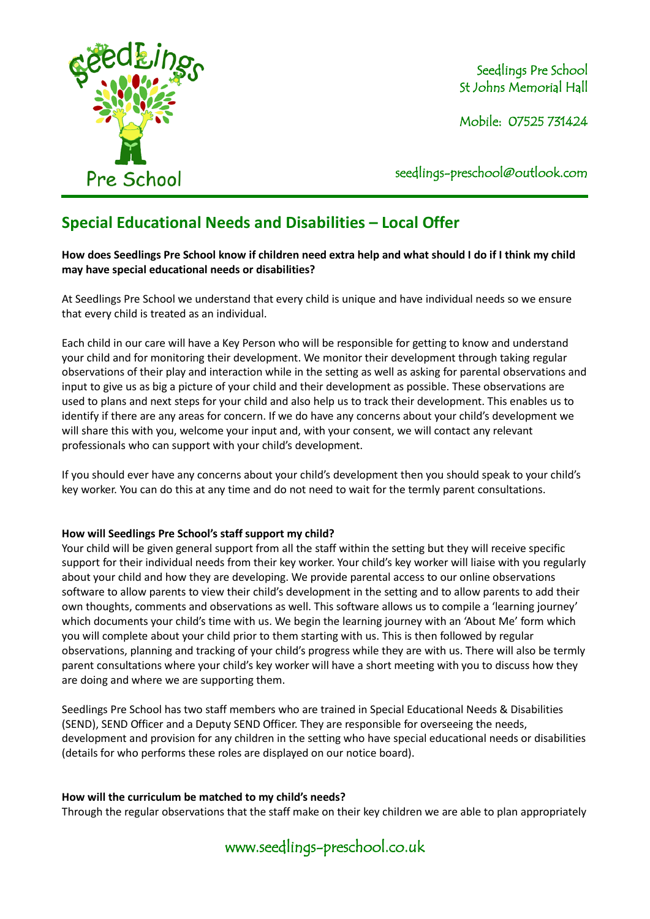Seedlings Pre School
St Johns Memorial Hall

Mobile: 07525 731424

seedlings-preschool@outlook.com

## Special Educational Needs and Disabilities – Local Offer

**How does Seedlings Pre School know if children need extra help and what should I do if I think my child may have special educational needs or disabilities?**

At Seedlings Pre School we understand that every child is unique and have individual needs so we ensure that every child is treated as an individual.

Each child in our care will have a Key Person who will be responsible for getting to know and understand your child and for monitoring their development. We monitor their development through taking regular observations of their play and interaction while in the setting as well as asking for parental observations and input to give us as big a picture of your child and their development as possible. These observations are used to plans and next steps for your child and also help us to track their development. This enables us to identify if there are any areas for concern. If we do have any concerns about your child's development we will share this with you, welcome your input and, with your consent, we will contact any relevant professionals who can support with your child's development.

If you should ever have any concerns about your child's development then you should speak to your child's key worker. You can do this at any time and do not need to wait for the termly parent consultations.

**How will Seedlings Pre School's staff support my child?**

Your child will be given general support from all the staff within the setting but they will receive specific support for their individual needs from their key worker. Your child's key worker will liaise with you regularly about your child and how they are developing. We provide parental access to our online observations software to allow parents to view their child's development in the setting and to allow parents to add their own thoughts, comments and observations as well. This software allows us to compile a 'learning journey' which documents your child's time with us. We begin the learning journey with an 'About Me' form which you will complete about your child prior to them starting with us. This is then followed by regular observations, planning and tracking of your child's progress while they are with us. There will also be termly parent consultations where your child's key worker will have a short meeting with you to discuss how they are doing and where we are supporting them.

Seedlings Pre School has two staff members who are trained in Special Educational Needs & Disabilities (SEND), SEND Officer and a Deputy SEND Officer. They are responsible for overseeing the needs, development and provision for any children in the setting who have special educational needs or disabilities (details for who performs these roles are displayed on our notice board).

**How will the curriculum be matched to my child's needs?**

Through the regular observations that the staff make on their key children we are able to plan appropriately

www.seedlings-preschool.co.uk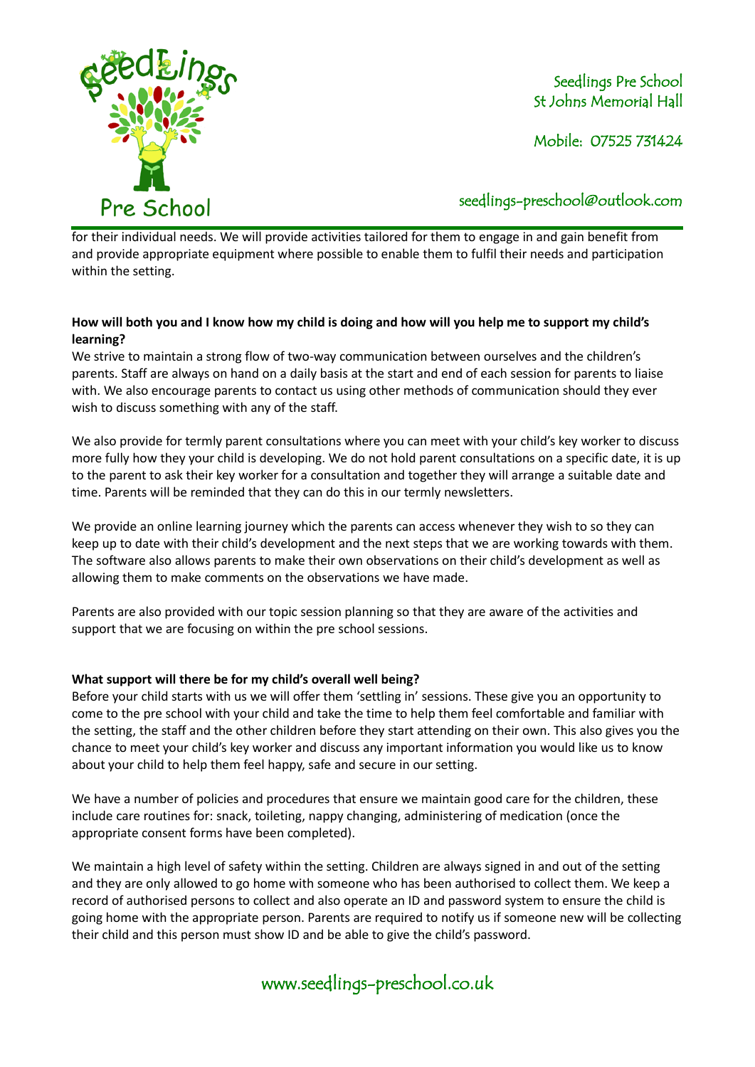for their individual needs. We will provide activities tailored for them to engage in and gain benefit from and provide appropriate equipment where possible to enable them to fulfil their needs and participation within the setting.

**How will both you and I know how my child is doing and how will you help me to support my child's learning?**

We strive to maintain a strong flow of two-way communication between ourselves and the children's parents. Staff are always on hand on a daily basis at the start and end of each session for parents to liaise with. We also encourage parents to contact us using other methods of communication should they ever wish to discuss something with any of the staff.

We also provide for termly parent consultations where you can meet with your child's key worker to discuss more fully how they your child is developing. We do not hold parent consultations on a specific date, it is up to the parent to ask their key worker for a consultation and together they will arrange a suitable date and time. Parents will be reminded that they can do this in our termly newsletters.

We provide an online learning journey which the parents can access whenever they wish to so they can keep up to date with their child's development and the next steps that we are working towards with them. The software also allows parents to make their own observations on their child's development as well as allowing them to make comments on the observations we have made.

Parents are also provided with our topic session planning so that they are aware of the activities and support that we are focusing on within the pre school sessions.

**What support will there be for my child's overall well being?**

Before your child starts with us we will offer them 'settling in' sessions. These give you an opportunity to come to the pre school with your child and take the time to help them feel comfortable and familiar with the setting, the staff and the other children before they start attending on their own. This also gives you the chance to meet your child's key worker and discuss any important information you would like us to know about your child to help them feel happy, safe and secure in our setting.

We have a number of policies and procedures that ensure we maintain good care for the children, these include care routines for: snack, toileting, nappy changing, administering of medication (once the appropriate consent forms have been completed).

We maintain a high level of safety within the setting. Children are always signed in and out of the setting and they are only allowed to go home with someone who has been authorised to collect them. We keep a record of authorised persons to collect and also operate an ID and password system to ensure the child is going home with the appropriate person. Parents are required to notify us if someone new will be collecting their child and this person must show ID and be able to give the child's password.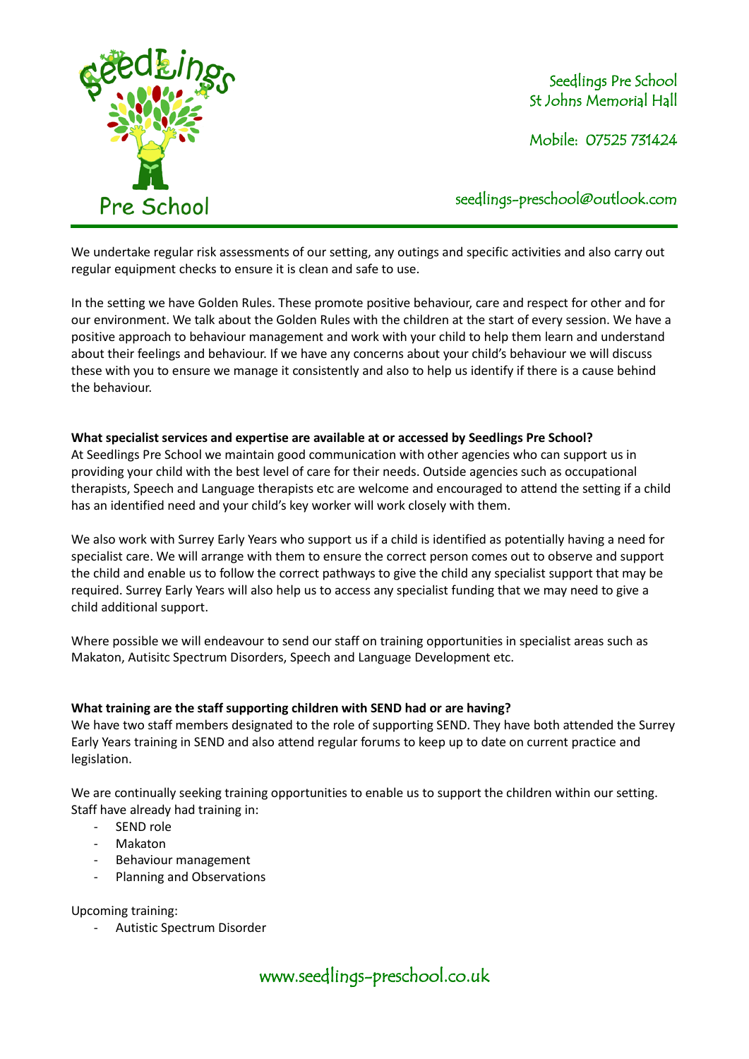We undertake regular risk assessments of our setting, any outings and specific activities and also carry out regular equipment checks to ensure it is clean and safe to use.

In the setting we have Golden Rules. These promote positive behaviour, care and respect for other and for our environment. We talk about the Golden Rules with the children at the start of every session. We have a positive approach to behaviour management and work with your child to help them learn and understand about their feelings and behaviour. If we have any concerns about your child's behaviour we will discuss these with you to ensure we manage it consistently and also to help us identify if there is a cause behind the behaviour.

**What specialist services and expertise are available at or accessed by Seedlings Pre School?**

At Seedlings Pre School we maintain good communication with other agencies who can support us in providing your child with the best level of care for their needs. Outside agencies such as occupational therapists, Speech and Language therapists etc are welcome and encouraged to attend the setting if a child has an identified need and your child's key worker will work closely with them.

We also work with Surrey Early Years who support us if a child is identified as potentially having a need for specialist care. We will arrange with them to ensure the correct person comes out to observe and support the child and enable us to follow the correct pathways to give the child any specialist support that may be required. Surrey Early Years will also help us to access any specialist funding that we may need to give a child additional support.

Where possible we will endeavour to send our staff on training opportunities in specialist areas such as Makaton, Autisitc Spectrum Disorders, Speech and Language Development etc.

**What training are the staff supporting children with SEND had or are having?**

We have two staff members designated to the role of supporting SEND. They have both attended the Surrey Early Years training in SEND and also attend regular forums to keep up to date on current practice and legislation.

We are continually seeking training opportunities to enable us to support the children within our setting. Staff have already had training in:

- SEND role
- Makaton
- Behaviour management
- Planning and Observations

Upcoming training:

- Autistic Spectrum Disorder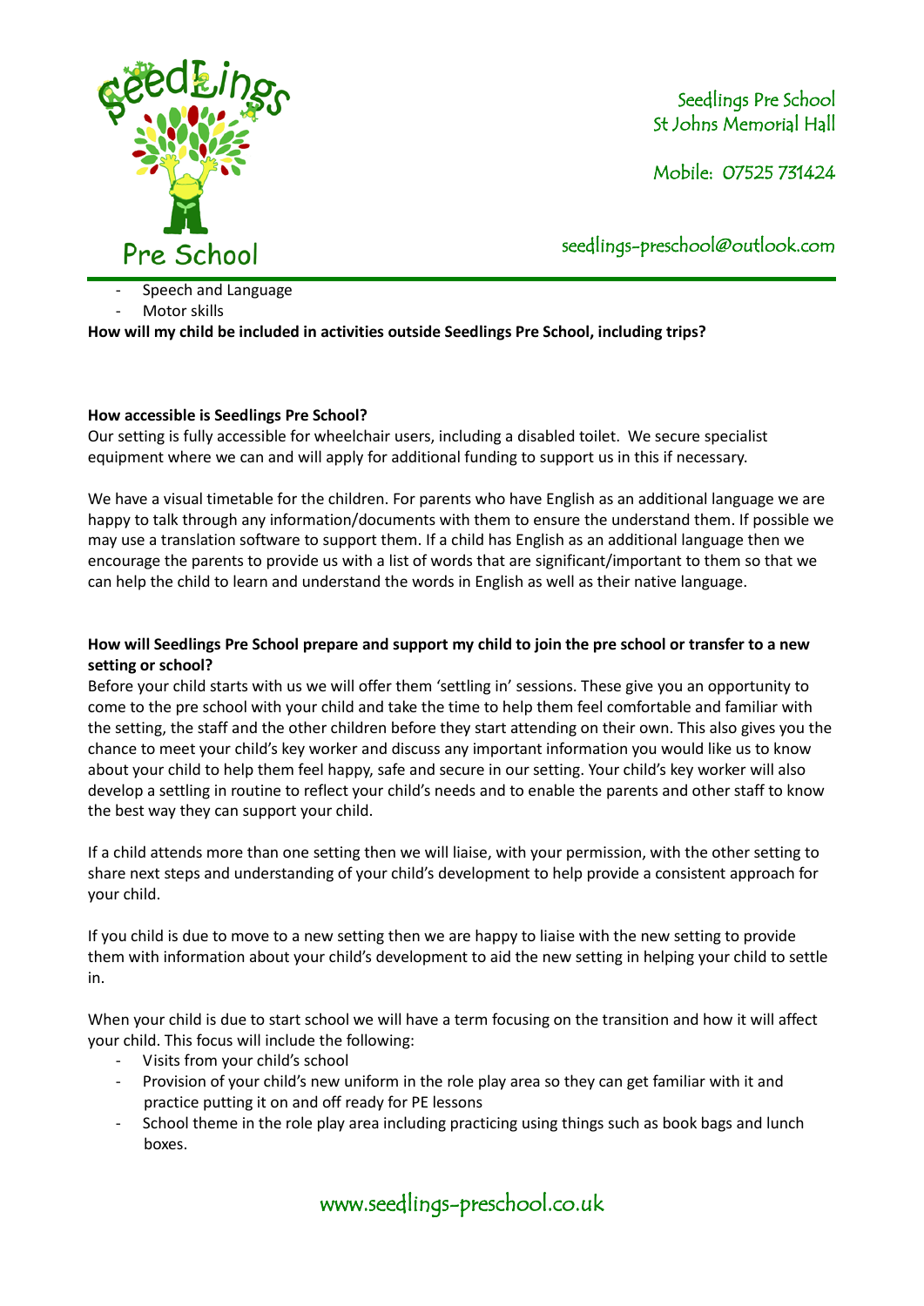- Speech and Language
- Motor skills

**How will my child be included in activities outside Seedlings Pre School, including trips?**

**How accessible is Seedlings Pre School?**

Our setting is fully accessible for wheelchair users, including a disabled toilet. We secure specialist equipment where we can and will apply for additional funding to support us in this if necessary.

We have a visual timetable for the children. For parents who have English as an additional language we are happy to talk through any information/documents with them to ensure the understand them. If possible we may use a translation software to support them. If a child has English as an additional language then we encourage the parents to provide us with a list of words that are significant/important to them so that we can help the child to learn and understand the words in English as well as their native language.

**How will Seedlings Pre School prepare and support my child to join the pre school or transfer to a new setting or school?**

Before your child starts with us we will offer them 'settling in' sessions. These give you an opportunity to come to the pre school with your child and take the time to help them feel comfortable and familiar with the setting, the staff and the other children before they start attending on their own. This also gives you the chance to meet your child's key worker and discuss any important information you would like us to know about your child to help them feel happy, safe and secure in our setting. Your child's key worker will also develop a settling in routine to reflect your child's needs and to enable the parents and other staff to know the best way they can support your child.

If a child attends more than one setting then we will liaise, with your permission, with the other setting to share next steps and understanding of your child's development to help provide a consistent approach for your child.

If you child is due to move to a new setting then we are happy to liaise with the new setting to provide them with information about your child's development to aid the new setting in helping your child to settle in.

When your child is due to start school we will have a term focusing on the transition and how it will affect your child. This focus will include the following:

- Visits from your child's school
- Provision of your child's new uniform in the role play area so they can get familiar with it and practice putting it on and off ready for PE lessons
- School theme in the role play area including practicing using things such as book bags and lunch boxes.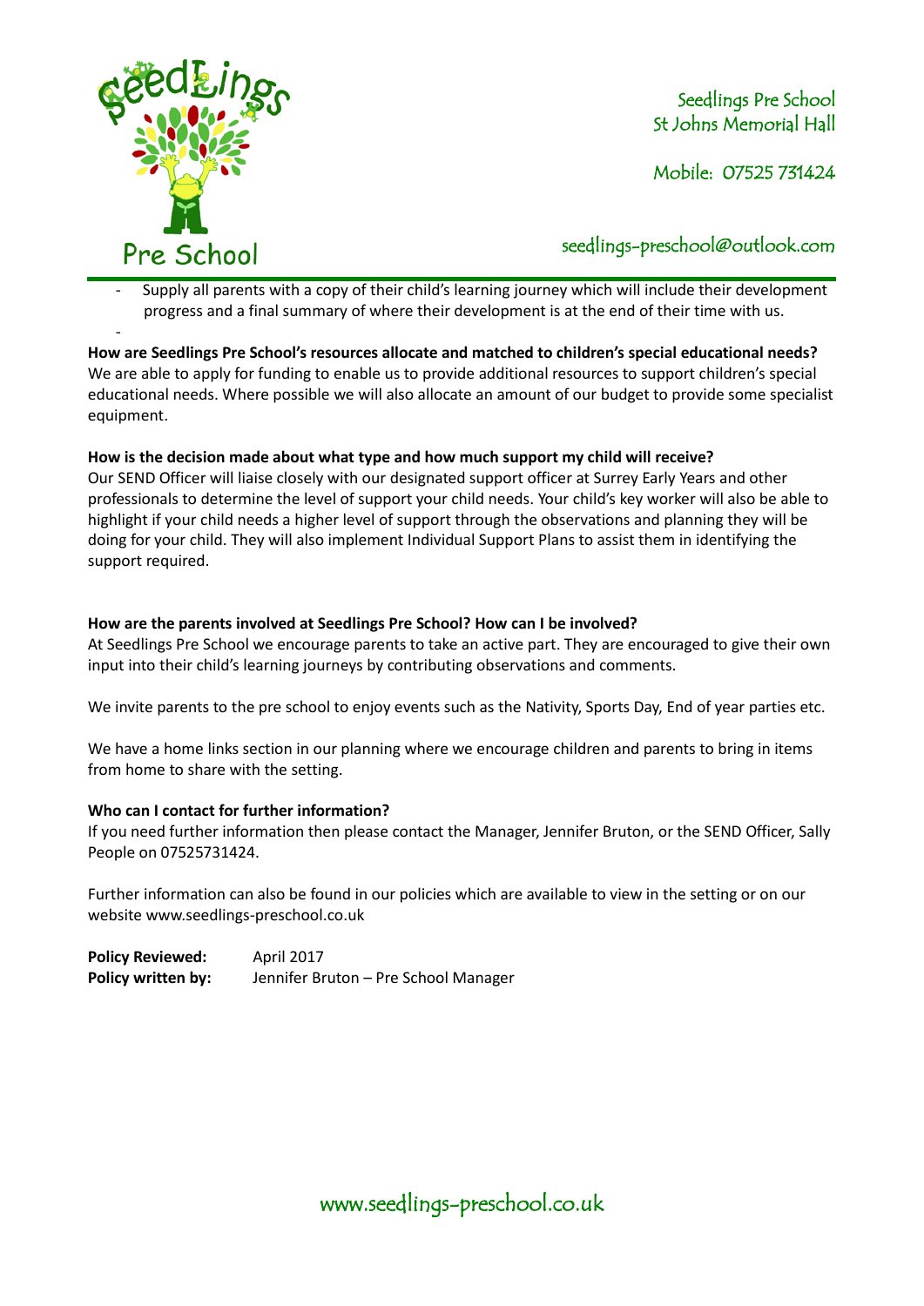- Supply all parents with a copy of their child's learning journey which will include their development progress and a final summary of where their development is at the end of their time with us.
-

**How are Seedlings Pre School's resources allocate and matched to children's special educational needs?**
We are able to apply for funding to enable us to provide additional resources to support children's special educational needs. Where possible we will also allocate an amount of our budget to provide some specialist equipment.

**How is the decision made about what type and how much support my child will receive?**
Our SEND Officer will liaise closely with our designated support officer at Surrey Early Years and other professionals to determine the level of support your child needs. Your child's key worker will also be able to highlight if your child needs a higher level of support through the observations and planning they will be doing for your child. They will also implement Individual Support Plans to assist them in identifying the support required.

**How are the parents involved at Seedlings Pre School? How can I be involved?**
At Seedlings Pre School we encourage parents to take an active part. They are encouraged to give their own input into their child's learning journeys by contributing observations and comments.

We invite parents to the pre school to enjoy events such as the Nativity, Sports Day, End of year parties etc.

We have a home links section in our planning where we encourage children and parents to bring in items from home to share with the setting.

**Who can I contact for further information?**
If you need further information then please contact the Manager, Jennifer Bruton, or the SEND Officer, Sally People on 07525731424.

Further information can also be found in our policies which are available to view in the setting or on our website www.seedlings-preschool.co.uk

**Policy Reviewed:** April 2017
**Policy written by:** Jennifer Bruton – Pre School Manager